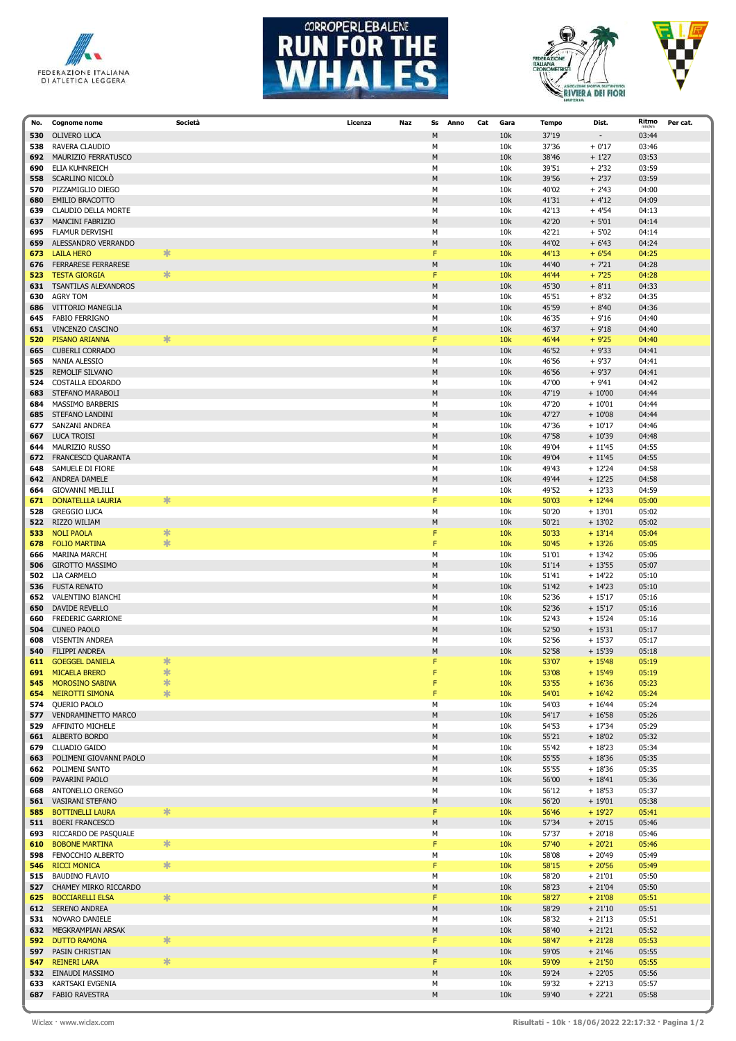# CORROPERLEBALENE RUN FOR THE WHALES

| No. | Cognome nome | Società | Licenza | Naz | Ss | Anno | Cat | Gara | Tempo | Dist. | Ritmo min/km | Per cat. |
|---|---|---|---|---|---|---|---|---|---|---|---|---|
| 530 | OLIVERO LUCA | | | | M | | | 10k | 37'19 | - | 03:44 | |
| 538 | RAVERA CLAUDIO | | | | M | | | 10k | 37'36 | + 0'17 | 03:46 | |
| 692 | MAURIZIO FERRATUSCO | | | | M | | | 10k | 38'46 | + 1'27 | 03:53 | |
| 690 | ELIA KUHNREICH | | | | M | | | 10k | 39'51 | + 2'32 | 03:59 | |
| 558 | SCARLINO NICOLÒ | | | | M | | | 10k | 39'56 | + 2'37 | 03:59 | |
| 570 | PIZZAMIGLIO DIEGO | | | | M | | | 10k | 40'02 | + 2'43 | 04:00 | |
| 680 | EMILIO BRACOTTO | | | | M | | | 10k | 41'31 | + 4'12 | 04:09 | |
| 639 | CLAUDIO DELLA MORTE | | | | M | | | 10k | 42'13 | + 4'54 | 04:13 | |
| 637 | MANCINI FABRIZIO | | | | M | | | 10k | 42'20 | + 5'01 | 04:14 | |
| 695 | FLAMUR DERVISHI | | | | M | | | 10k | 42'21 | + 5'02 | 04:14 | |
| 659 | ALESSANDRO VERRANDO | | | | M | | | 10k | 44'02 | + 6'43 | 04:24 | |
| 673 | LAILA HERO | * | | | F | | | 10k | 44'13 | + 6'54 | 04:25 | |
| 676 | FERRARESE FERRARESE | | | | M | | | 10k | 44'40 | + 7'21 | 04:28 | |
| 523 | TESTA GIORGIA | * | | | F | | | 10k | 44'44 | + 7'25 | 04:28 | |
| 631 | TSANTILAS ALEXANDROS | | | | M | | | 10k | 45'30 | + 8'11 | 04:33 | |
| 630 | AGRY TOM | | | | M | | | 10k | 45'51 | + 8'32 | 04:35 | |
| 686 | VITTORIO MANEGLIA | | | | M | | | 10k | 45'59 | + 8'40 | 04:36 | |
| 645 | FABIO FERRIGNO | | | | M | | | 10k | 46'35 | + 9'16 | 04:40 | |
| 651 | VINCENZO CASCINO | | | | M | | | 10k | 46'37 | + 9'18 | 04:40 | |
| 520 | PISANO ARIANNA | * | | | F | | | 10k | 46'44 | + 9'25 | 04:40 | |
| 665 | CUBERLI CORRADO | | | | M | | | 10k | 46'52 | + 9'33 | 04:41 | |
| 565 | NANIA ALESSIO | | | | M | | | 10k | 46'56 | + 9'37 | 04:41 | |
| 525 | REMOLIF SILVANO | | | | M | | | 10k | 46'56 | + 9'37 | 04:41 | |
| 524 | COSTALLA EDOARDO | | | | M | | | 10k | 47'00 | + 9'41 | 04:42 | |
| 683 | STEFANO MARABOLI | | | | M | | | 10k | 47'19 | + 10'00 | 04:44 | |
| 684 | MASSIMO BARBERIS | | | | M | | | 10k | 47'20 | + 10'01 | 04:44 | |
| 685 | STEFANO LANDINI | | | | M | | | 10k | 47'27 | + 10'08 | 04:44 | |
| 677 | SANZANI ANDREA | | | | M | | | 10k | 47'36 | + 10'17 | 04:46 | |
| 667 | LUCA TROISI | | | | M | | | 10k | 47'58 | + 10'39 | 04:48 | |
| 644 | MAURIZIO RUSSO | | | | M | | | 10k | 49'04 | + 11'45 | 04:55 | |
| 672 | FRANCESCO QUARANTA | | | | M | | | 10k | 49'04 | + 11'45 | 04:55 | |
| 648 | SAMUELE DI FIORE | | | | M | | | 10k | 49'43 | + 12'24 | 04:58 | |
| 642 | ANDREA DAMELE | | | | M | | | 10k | 49'44 | + 12'25 | 04:58 | |
| 664 | GIOVANNI MELILLI | | | | M | | | 10k | 49'52 | + 12'33 | 04:59 | |
| 671 | DONATELLLA LAURIA | * | | | F | | | 10k | 50'03 | + 12'44 | 05:00 | |
| 528 | GREGGIO LUCA | | | | M | | | 10k | 50'20 | + 13'01 | 05:02 | |
| 522 | RIZZO WILIAM | | | | M | | | 10k | 50'21 | + 13'02 | 05:02 | |
| 533 | NOLI PAOLA | * | | | F | | | 10k | 50'33 | + 13'14 | 05:04 | |
| 678 | FOLIO MARTINA | * | | | F | | | 10k | 50'45 | + 13'26 | 05:05 | |
| 666 | MARINA MARCHI | | | | M | | | 10k | 51'01 | + 13'42 | 05:06 | |
| 506 | GIROTTO MASSIMO | | | | M | | | 10k | 51'14 | + 13'55 | 05:07 | |
| 502 | LIA CARMELO | | | | M | | | 10k | 51'41 | + 14'22 | 05:10 | |
| 536 | FUSTA RENATO | | | | M | | | 10k | 51'42 | + 14'23 | 05:10 | |
| 652 | VALENTINO BIANCHI | | | | M | | | 10k | 52'36 | + 15'17 | 05:16 | |
| 650 | DAVIDE REVELLO | | | | M | | | 10k | 52'36 | + 15'17 | 05:16 | |
| 660 | FREDERIC GARRIONE | | | | M | | | 10k | 52'43 | + 15'24 | 05:16 | |
| 504 | CUNEO PAOLO | | | | M | | | 10k | 52'50 | + 15'31 | 05:17 | |
| 608 | VISENTIN ANDREA | | | | M | | | 10k | 52'56 | + 15'37 | 05:17 | |
| 540 | FILIPPI ANDREA | | | | M | | | 10k | 52'58 | + 15'39 | 05:18 | |
| 611 | GOEGGEL DANIELA | * | | | F | | | 10k | 53'07 | + 15'48 | 05:19 | |
| 691 | MICAELA BRERO | * | | | F | | | 10k | 53'08 | + 15'49 | 05:19 | |
| 545 | MOROSINO SABINA | * | | | F | | | 10k | 53'55 | + 16'36 | 05:23 | |
| 654 | NEIROTTI SIMONA | * | | | F | | | 10k | 54'01 | + 16'42 | 05:24 | |
| 574 | QUERIO PAOLO | | | | M | | | 10k | 54'03 | + 16'44 | 05:24 | |
| 577 | VENDRAMINETTO MARCO | | | | M | | | 10k | 54'17 | + 16'58 | 05:26 | |
| 529 | AFFINITO MICHELE | | | | M | | | 10k | 54'53 | + 17'34 | 05:29 | |
| 661 | ALBERTO BORDO | | | | M | | | 10k | 55'21 | + 18'02 | 05:32 | |
| 679 | CLUADIO GAIDO | | | | M | | | 10k | 55'42 | + 18'23 | 05:34 | |
| 663 | POLIMENI GIOVANNI PAOLO | | | | M | | | 10k | 55'55 | + 18'36 | 05:35 | |
| 662 | POLIMENI SANTO | | | | M | | | 10k | 55'55 | + 18'36 | 05:35 | |
| 609 | PAVARINI PAOLO | | | | M | | | 10k | 56'00 | + 18'41 | 05:36 | |
| 668 | ANTONELLO ORENGO | | | | M | | | 10k | 56'12 | + 18'53 | 05:37 | |
| 561 | VASIRANI STEFANO | | | | M | | | 10k | 56'20 | + 19'01 | 05:38 | |
| 585 | BOTTINELLI LAURA | * | | | F | | | 10k | 56'46 | + 19'27 | 05:41 | |
| 511 | BOERI FRANCESCO | | | | M | | | 10k | 57'34 | + 20'15 | 05:46 | |
| 693 | RICCARDO DE PASQUALE | | | | M | | | 10k | 57'37 | + 20'18 | 05:46 | |
| 610 | BOBONE MARTINA | * | | | F | | | 10k | 57'40 | + 20'21 | 05:46 | |
| 598 | FENOCCHIO ALBERTO | | | | M | | | 10k | 58'08 | + 20'49 | 05:49 | |
| 546 | RICCI MONICA | * | | | F | | | 10k | 58'15 | + 20'56 | 05:49 | |
| 515 | BAUDINO FLAVIO | | | | M | | | 10k | 58'20 | + 21'01 | 05:50 | |
| 527 | CHAMEY MIRKO RICCARDO | | | | M | | | 10k | 58'23 | + 21'04 | 05:50 | |
| 625 | BOCCIARELLI ELSA | * | | | F | | | 10k | 58'27 | + 21'08 | 05:51 | |
| 612 | SERENO ANDREA | | | | M | | | 10k | 58'29 | + 21'10 | 05:51 | |
| 531 | NOVARO DANIELE | | | | M | | | 10k | 58'32 | + 21'13 | 05:51 | |
| 632 | MEGKRAMPIAN ARSAK | | | | M | | | 10k | 58'40 | + 21'21 | 05:52 | |
| 592 | DUTTO RAMONA | * | | | F | | | 10k | 58'47 | + 21'28 | 05:53 | |
| 597 | PASIN CHRISTIAN | | | | M | | | 10k | 59'05 | + 21'46 | 05:55 | |
| 547 | REINERI LARA | * | | | F | | | 10k | 59'09 | + 21'50 | 05:55 | |
| 532 | EINAUDI MASSIMO | | | | M | | | 10k | 59'24 | + 22'05 | 05:56 | |
| 633 | KARTSAKI EVGENIA | | | | M | | | 10k | 59'32 | + 22'13 | 05:57 | |
| 687 | FABIO RAVESTRA | | | | M | | | 10k | 59'40 | + 22'21 | 05:58 | |

Wiclax · www.wiclax.com

Risultati - 10k · 18/06/2022 22:17:32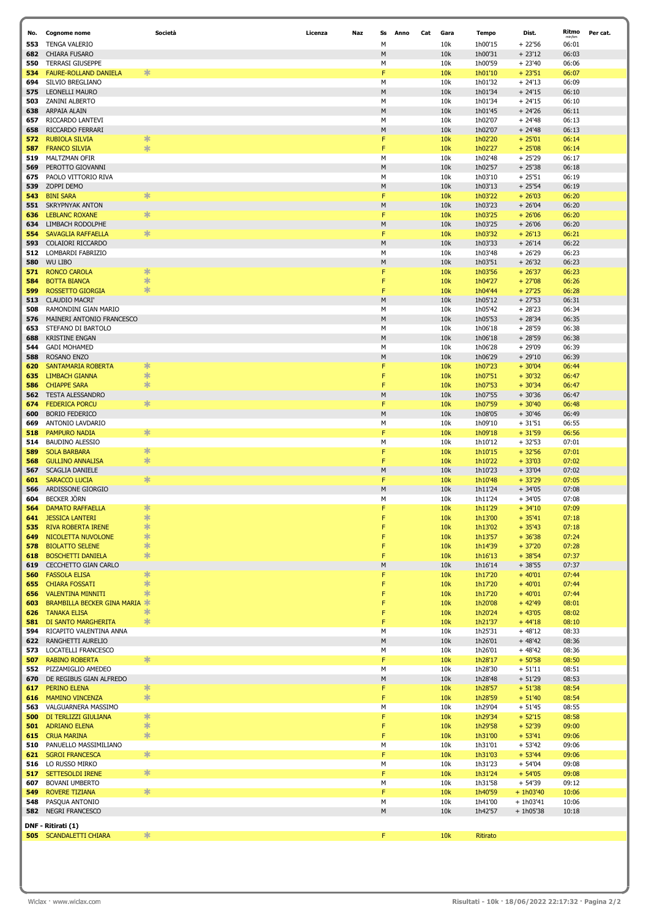| No. | Cognome nome | Società | Licenza | Naz | Ss | Anno | Cat | Gara | Tempo | Dist. | Ritmo min/km | Per cat. |
|---|---|---|---|---|---|---|---|---|---|---|---|---|
| 553 | TENGA VALERIO | | | | M | | | 10k | 1h00'15 | + 22'56 | 06:01 | |
| 682 | CHIARA FUSARO | | | | M | | | 10k | 1h00'31 | + 23'12 | 06:03 | |
| 550 | TERRASI GIUSEPPE | | | | M | | | 10k | 1h00'59 | + 23'40 | 06:06 | |
| 534 | FAURE-ROLLAND DANIELA | * | | | F | | | 10k | 1h01'10 | + 23'51 | 06:07 | |
| 694 | SILVIO BREGLIANO | | | | M | | | 10k | 1h01'32 | + 24'13 | 06:09 | |
| 575 | LEONELLI MAURO | | | | M | | | 10k | 1h01'34 | + 24'15 | 06:10 | |
| 503 | ZANINI ALBERTO | | | | M | | | 10k | 1h01'34 | + 24'15 | 06:10 | |
| 638 | ARPAIA ALAIN | | | | M | | | 10k | 1h01'45 | + 24'26 | 06:11 | |
| 657 | RICCARDO LANTEVI | | | | M | | | 10k | 1h02'07 | + 24'48 | 06:13 | |
| 658 | RICCARDO FERRARI | | | | M | | | 10k | 1h02'07 | + 24'48 | 06:13 | |
| 572 | RUBIOLA SILVIA | * | | | F | | | 10k | 1h02'20 | + 25'01 | 06:14 | |
| 587 | FRANCO SILVIA | * | | | F | | | 10k | 1h02'27 | + 25'08 | 06:14 | |
| 519 | MALTZMAN OFIR | | | | M | | | 10k | 1h02'48 | + 25'29 | 06:17 | |
| 569 | PEROTTO GIOVANNI | | | | M | | | 10k | 1h02'57 | + 25'38 | 06:18 | |
| 675 | PAOLO VITTORIO RIVA | | | | M | | | 10k | 1h03'10 | + 25'51 | 06:19 | |
| 539 | ZOPPI DEMO | | | | M | | | 10k | 1h03'13 | + 25'54 | 06:19 | |
| 543 | BINI SARA | * | | | F | | | 10k | 1h03'22 | + 26'03 | 06:20 | |
| 551 | SKRYPNYAK ANTON | | | | M | | | 10k | 1h03'23 | + 26'04 | 06:20 | |
| 636 | LEBLANC ROXANE | * | | | F | | | 10k | 1h03'25 | + 26'06 | 06:20 | |
| 634 | LIMBACH RODOLPHE | | | | M | | | 10k | 1h03'25 | + 26'06 | 06:20 | |
| 554 | SAVAGLIA RAFFAELLA | * | | | F | | | 10k | 1h03'32 | + 26'13 | 06:21 | |
| 593 | COLAIORI RICCARDO | | | | M | | | 10k | 1h03'33 | + 26'14 | 06:22 | |
| 512 | LOMBARDI FABRIZIO | | | | M | | | 10k | 1h03'48 | + 26'29 | 06:23 | |
| 580 | WU LIBO | | | | M | | | 10k | 1h03'51 | + 26'32 | 06:23 | |
| 571 | RONCO CAROLA | * | | | F | | | 10k | 1h03'56 | + 26'37 | 06:23 | |
| 584 | BOTTA BIANCA | * | | | F | | | 10k | 1h04'27 | + 27'08 | 06:26 | |
| 599 | ROSSETTO GIORGIA | * | | | F | | | 10k | 1h04'44 | + 27'25 | 06:28 | |
| 513 | CLAUDIO MACRI' | | | | M | | | 10k | 1h05'12 | + 27'53 | 06:31 | |
| 508 | RAMONDINI GIAN MARIO | | | | M | | | 10k | 1h05'42 | + 28'23 | 06:34 | |
| 576 | MAINERI ANTONIO FRANCESCO | | | | M | | | 10k | 1h05'53 | + 28'34 | 06:35 | |
| 653 | STEFANO DI BARTOLO | | | | M | | | 10k | 1h06'18 | + 28'59 | 06:38 | |
| 688 | KRISTINE ENGAN | | | | M | | | 10k | 1h06'18 | + 28'59 | 06:38 | |
| 544 | GADI MOHAMED | | | | M | | | 10k | 1h06'28 | + 29'09 | 06:39 | |
| 588 | ROSANO ENZO | | | | M | | | 10k | 1h06'29 | + 29'10 | 06:39 | |
| 620 | SANTAMARIA ROBERTA | * | | | F | | | 10k | 1h07'23 | + 30'04 | 06:44 | |
| 635 | LIMBACH GIANNA | * | | | F | | | 10k | 1h07'51 | + 30'32 | 06:47 | |
| 586 | CHIAPPE SARA | * | | | F | | | 10k | 1h07'53 | + 30'34 | 06:47 | |
| 562 | TESTA ALESSANDRO | | | | M | | | 10k | 1h07'55 | + 30'36 | 06:47 | |
| 674 | FEDERICA PORCU | * | | | F | | | 10k | 1h07'59 | + 30'40 | 06:48 | |
| 600 | BORIO FEDERICO | | | | M | | | 10k | 1h08'05 | + 30'46 | 06:49 | |
| 669 | ANTONIO LAVDARIO | | | | M | | | 10k | 1h09'10 | + 31'51 | 06:55 | |
| 518 | PAMPURO NADIA | * | | | F | | | 10k | 1h09'18 | + 31'59 | 06:56 | |
| 514 | BAUDINO ALESSIO | | | | M | | | 10k | 1h10'12 | + 32'53 | 07:01 | |
| 589 | SOLA BARBARA | * | | | F | | | 10k | 1h10'15 | + 32'56 | 07:01 | |
| 568 | GULLINO ANNALISA | * | | | F | | | 10k | 1h10'22 | + 33'03 | 07:02 | |
| 567 | SCAGLIA DANIELE | | | | M | | | 10k | 1h10'23 | + 33'04 | 07:02 | |
| 601 | SARACCO LUCIA | * | | | F | | | 10k | 1h10'48 | + 33'29 | 07:05 | |
| 566 | ARDISSONE GIORGIO | | | | M | | | 10k | 1h11'24 | + 34'05 | 07:08 | |
| 604 | BECKER JÖRN | | | | M | | | 10k | 1h11'24 | + 34'05 | 07:08 | |
| 564 | DAMATO RAFFAELLA | * | | | F | | | 10k | 1h11'29 | + 34'10 | 07:09 | |
| 641 | JESSICA LANTERI | * | | | F | | | 10k | 1h13'00 | + 35'41 | 07:18 | |
| 535 | RIVA ROBERTA IRENE | * | | | F | | | 10k | 1h13'02 | + 35'43 | 07:18 | |
| 649 | NICOLETTA NUVOLONE | * | | | F | | | 10k | 1h13'57 | + 36'38 | 07:24 | |
| 578 | BIOLATTO SELENE | * | | | F | | | 10k | 1h14'39 | + 37'20 | 07:28 | |
| 618 | BOSCHETTI DANIELA | * | | | F | | | 10k | 1h16'13 | + 38'54 | 07:37 | |
| 619 | CECCHETTO GIAN CARLO | | | | M | | | 10k | 1h16'14 | + 38'55 | 07:37 | |
| 560 | FASSOLA ELISA | * | | | F | | | 10k | 1h17'20 | + 40'01 | 07:44 | |
| 655 | CHIARA FOSSATI | * | | | F | | | 10k | 1h17'20 | + 40'01 | 07:44 | |
| 656 | VALENTINA MINNITI | * | | | F | | | 10k | 1h17'20 | + 40'01 | 07:44 | |
| 603 | BRAMBILLA BECKER GINA MARIA | * | | | F | | | 10k | 1h20'08 | + 42'49 | 08:01 | |
| 626 | TANAKA ELISA | * | | | F | | | 10k | 1h20'24 | + 43'05 | 08:02 | |
| 581 | DI SANTO MARGHERITA | * | | | F | | | 10k | 1h21'37 | + 44'18 | 08:10 | |
| 594 | RICAPITO VALENTINA ANNA | | | | M | | | 10k | 1h25'31 | + 48'12 | 08:33 | |
| 622 | RANGHETTI AURELIO | | | | M | | | 10k | 1h26'01 | + 48'42 | 08:36 | |
| 573 | LOCATELLI FRANCESCO | | | | M | | | 10k | 1h26'01 | + 48'42 | 08:36 | |
| 507 | RABINO ROBERTA | * | | | F | | | 10k | 1h28'17 | + 50'58 | 08:50 | |
| 552 | PIZZAMIGLIO AMEDEO | | | | M | | | 10k | 1h28'30 | + 51'11 | 08:51 | |
| 670 | DE REGIBUS GIAN ALFREDO | | | | M | | | 10k | 1h28'48 | + 51'29 | 08:53 | |
| 617 | PERINO ELENA | * | | | F | | | 10k | 1h28'57 | + 51'38 | 08:54 | |
| 616 | MAMINO VINCENZA | * | | | F | | | 10k | 1h28'59 | + 51'40 | 08:54 | |
| 563 | VALGUARNERA MASSIMO | | | | M | | | 10k | 1h29'04 | + 51'45 | 08:55 | |
| 500 | DI TERLIZZI GIULIANA | * | | | F | | | 10k | 1h29'34 | + 52'15 | 08:58 | |
| 501 | ADRIANO ELENA | * | | | F | | | 10k | 1h29'58 | + 52'39 | 09:00 | |
| 615 | CRUA MARINA | * | | | F | | | 10k | 1h31'00 | + 53'41 | 09:06 | |
| 510 | PANUELLO MASSIMILIANO | | | | M | | | 10k | 1h31'01 | + 53'42 | 09:06 | |
| 621 | SGROI FRANCESCA | * | | | F | | | 10k | 1h31'03 | + 53'44 | 09:06 | |
| 516 | LO RUSSO MIRKO | | | | M | | | 10k | 1h31'23 | + 54'04 | 09:08 | |
| 517 | SETTESOLDI IRENE | * | | | F | | | 10k | 1h31'24 | + 54'05 | 09:08 | |
| 607 | BOVANI UMBERTO | | | | M | | | 10k | 1h31'58 | + 54'39 | 09:12 | |
| 549 | ROVERE TIZIANA | * | | | F | | | 10k | 1h40'59 | + 1h03'40 | 10:06 | |
| 548 | PASQUA ANTONIO | | | | M | | | 10k | 1h41'00 | + 1h03'41 | 10:06 | |
| 582 | NEGRI FRANCESCO | | | | M | | | 10k | 1h42'57 | + 1h05'38 | 10:18 | |

**DNF - Ritirati (1)**

| No. | Cognome nome | Società | Licenza | Naz | Ss | Anno | Cat | Gara | Tempo | Dist. | Ritmo min/km | Per cat. |
|---|---|---|---|---|---|---|---|---|---|---|---|---|
| 505 | SCANDALETTI CHIARA | * | | | F | | | 10k | Ritirato | | | |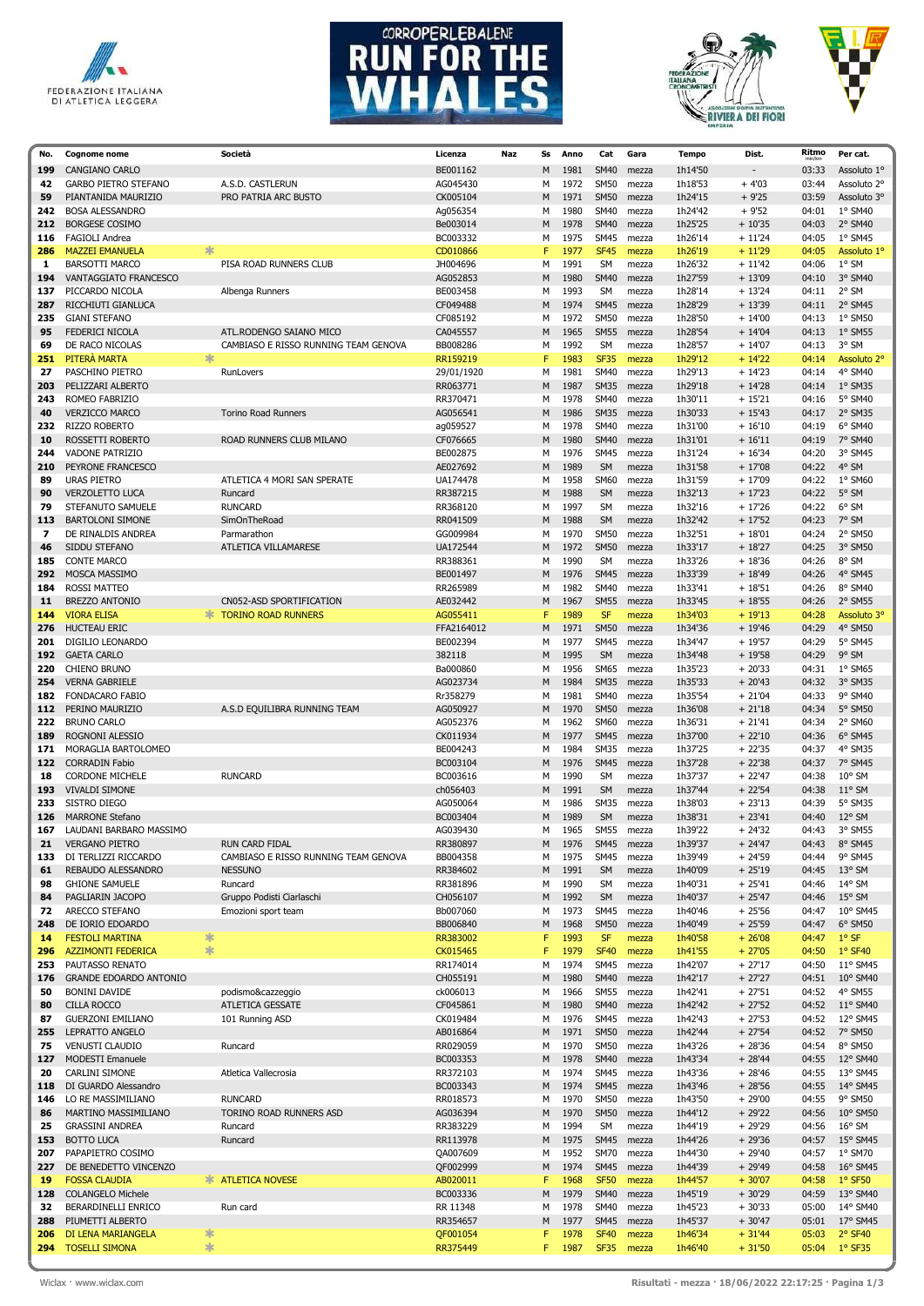| No. | Cognome nome | | Società | Licenza | Naz | Ss | Anno | Cat | Gara | Tempo | Dist. | Ritmo | Per cat. |
|---|---|---|---|---|---|---|---|---|---|---|---|---|---|
| 199 | CANGIANO CARLO | | | BE001162 | | M | 1981 | SM40 | mezza | 1h14'50 | - | 03:33 | Assoluto 1° |
| 42 | GARBO PIETRO STEFANO | | A.S.D. CASTLERUN | AG045430 | | M | 1972 | SM50 | mezza | 1h18'53 | + 4'03 | 03:44 | Assoluto 2° |
| 59 | PIANTANIDA MAURIZIO | | PRO PATRIA ARC BUSTO | CK005104 | | M | 1971 | SM50 | mezza | 1h24'15 | + 9'25 | 03:59 | Assoluto 3° |
| 242 | BOSA ALESSANDRO | | | Ag056354 | | M | 1980 | SM40 | mezza | 1h24'42 | + 9'52 | 04:01 | 1° SM40 |
| 212 | BORGESE COSIMO | | | Be003014 | | M | 1978 | SM40 | mezza | 1h25'25 | + 10'35 | 04:03 | 2° SM40 |
| 116 | FAGIOLI Andrea | | | BC003332 | | M | 1975 | SM45 | mezza | 1h26'14 | + 11'24 | 04:05 | 1° SM45 |
| 286 | MAZZEI EMANUELA | * | | CD010866 | | F | 1977 | SF45 | mezza | 1h26'19 | + 11'29 | 04:05 | Assoluto 1° |
| 1 | BARSOTTI MARCO | | PISA ROAD RUNNERS CLUB | JH004696 | | M | 1991 | SM | mezza | 1h26'32 | + 11'42 | 04:06 | 1° SM |
| 194 | VANTAGGIATO FRANCESCO | | | AG052853 | | M | 1980 | SM40 | mezza | 1h27'59 | + 13'09 | 04:10 | 3° SM40 |
| 137 | PICCARDO NICOLA | | Albenga Runners | BE003458 | | M | 1993 | SM | mezza | 1h28'14 | + 13'24 | 04:11 | 2° SM |
| 287 | RICCHIUTI GIANLUCA | | | CF049488 | | M | 1974 | SM45 | mezza | 1h28'29 | + 13'39 | 04:11 | 2° SM45 |
| 235 | GIANI STEFANO | | | CF085192 | | M | 1972 | SM50 | mezza | 1h28'50 | + 14'00 | 04:13 | 1° SM50 |
| 95 | FEDERICI NICOLA | | ATL.RODENGO SAIANO MICO | CA045557 | | M | 1965 | SM55 | mezza | 1h28'54 | + 14'04 | 04:13 | 1° SM55 |
| 69 | DE RACO NICOLAS | | CAMBIASO E RISSO RUNNING TEAM GENOVA | BB008286 | | M | 1992 | SM | mezza | 1h28'57 | + 14'07 | 04:13 | 3° SM |
| 251 | PITERÀ MARTA | * | | RR159219 | | F | 1983 | SF35 | mezza | 1h29'12 | + 14'22 | 04:14 | Assoluto 2° |
| 27 | PASCHINO PIETRO | | RunLovers | 29/01/1920 | | M | 1981 | SM40 | mezza | 1h29'13 | + 14'23 | 04:14 | 4° SM40 |
| 203 | PELIZZARI ALBERTO | | | RR063771 | | M | 1987 | SM35 | mezza | 1h29'18 | + 14'28 | 04:14 | 1° SM35 |
| 243 | ROMEO FABRIZIO | | | RR370471 | | M | 1978 | SM40 | mezza | 1h30'11 | + 15'21 | 04:16 | 5° SM40 |
| 40 | VERZICCO MARCO | | Torino Road Runners | AG056541 | | M | 1986 | SM35 | mezza | 1h30'33 | + 15'43 | 04:17 | 2° SM35 |
| 232 | RIZZO ROBERTO | | | ag059527 | | M | 1978 | SM40 | mezza | 1h31'00 | + 16'10 | 04:19 | 6° SM40 |
| 10 | ROSSETTI ROBERTO | | ROAD RUNNERS CLUB MILANO | CF076665 | | M | 1980 | SM40 | mezza | 1h31'01 | + 16'11 | 04:19 | 7° SM40 |
| 244 | VADONE PATRIZIO | | | BE002875 | | M | 1976 | SM45 | mezza | 1h31'24 | + 16'34 | 04:20 | 3° SM45 |
| 210 | PEYRONE FRANCESCO | | | AE027692 | | M | 1989 | SM | mezza | 1h31'58 | + 17'08 | 04:22 | 4° SM |
| 89 | URAS PIETRO | | ATLETICA 4 MORI SAN SPERATE | UA174478 | | M | 1958 | SM60 | mezza | 1h31'59 | + 17'09 | 04:22 | 1° SM60 |
| 90 | VERZOLETTO LUCA | | Runcard | RR387215 | | M | 1988 | SM | mezza | 1h32'13 | + 17'23 | 04:22 | 5° SM |
| 79 | STEFANUTO SAMUELE | | RUNCARD | RR368120 | | M | 1997 | SM | mezza | 1h32'16 | + 17'26 | 04:22 | 6° SM |
| 113 | BARTOLONI SIMONE | | SimOnTheRoad | RR041509 | | M | 1988 | SM | mezza | 1h32'42 | + 17'52 | 04:23 | 7° SM |
| 7 | DE RINALDIS ANDREA | | Parmarathon | GG009984 | | M | 1970 | SM50 | mezza | 1h32'51 | + 18'01 | 04:24 | 2° SM50 |
| 46 | SIDDU STEFANO | | ATLETICA VILLAMARESE | UA172544 | | M | 1972 | SM50 | mezza | 1h33'17 | + 18'27 | 04:25 | 3° SM50 |
| 185 | CONTE MARCO | | | RR388361 | | M | 1990 | SM | mezza | 1h33'26 | + 18'36 | 04:26 | 8° SM |
| 292 | MOSCA MASSIMO | | | BE001497 | | M | 1976 | SM45 | mezza | 1h33'39 | + 18'49 | 04:26 | 4° SM45 |
| 184 | ROSSI MATTEO | | | RR265989 | | M | 1982 | SM40 | mezza | 1h33'41 | + 18'51 | 04:26 | 8° SM40 |
| 11 | BREZZO ANTONIO | | CN052-ASD SPORTIFICATION | AE032442 | | M | 1967 | SM55 | mezza | 1h33'45 | + 18'55 | 04:26 | 2° SM55 |
| 144 | VIORA ELISA | * | TORINO ROAD RUNNERS | AG055411 | | F | 1989 | SF | mezza | 1h34'03 | + 19'13 | 04:28 | Assoluto 3° |
| 276 | HUCTEAU ERIC | | | FFA2164012 | | M | 1971 | SM50 | mezza | 1h34'36 | + 19'46 | 04:29 | 4° SM50 |
| 201 | DIGILIO LEONARDO | | | BE002394 | | M | 1977 | SM45 | mezza | 1h34'47 | + 19'57 | 04:29 | 5° SM45 |
| 192 | GAETA CARLO | | | 382118 | | M | 1995 | SM | mezza | 1h34'48 | + 19'58 | 04:29 | 9° SM |
| 220 | CHIENO BRUNO | | | Ba000860 | | M | 1956 | SM65 | mezza | 1h35'23 | + 20'33 | 04:31 | 1° SM65 |
| 254 | VERNA GABRIELE | | | AG023734 | | M | 1984 | SM35 | mezza | 1h35'33 | + 20'43 | 04:32 | 3° SM35 |
| 182 | FONDACARO FABIO | | | Rr358279 | | M | 1981 | SM40 | mezza | 1h35'54 | + 21'04 | 04:33 | 9° SM40 |
| 112 | PERINO MAURIZIO | | A.S.D EQUILIBRA RUNNING TEAM | AG050927 | | M | 1970 | SM50 | mezza | 1h36'08 | + 21'18 | 04:34 | 5° SM50 |
| 222 | BRUNO CARLO | | | AG052376 | | M | 1962 | SM60 | mezza | 1h36'31 | + 21'41 | 04:34 | 2° SM60 |
| 189 | ROGNONI ALESSIO | | | CK011934 | | M | 1977 | SM45 | mezza | 1h37'00 | + 22'10 | 04:36 | 6° SM45 |
| 171 | MORAGLIA BARTOLOMEO | | | BE004243 | | M | 1984 | SM35 | mezza | 1h37'25 | + 22'35 | 04:37 | 4° SM35 |
| 122 | CORRADIN Fabio | | | BC003104 | | M | 1976 | SM45 | mezza | 1h37'28 | + 22'38 | 04:37 | 7° SM45 |
| 18 | CORDONE MICHELE | | RUNCARD | BC003616 | | M | 1990 | SM | mezza | 1h37'37 | + 22'47 | 04:38 | 10° SM |
| 193 | VIVALDI SIMONE | | | ch056403 | | M | 1991 | SM | mezza | 1h37'44 | + 22'54 | 04:38 | 11° SM |
| 233 | SISTRO DIEGO | | | AG050064 | | M | 1986 | SM35 | mezza | 1h38'03 | + 23'13 | 04:39 | 5° SM35 |
| 126 | MARRONE Stefano | | | BC003404 | | M | 1989 | SM | mezza | 1h38'31 | + 23'41 | 04:40 | 12° SM |
| 167 | LAUDANI BARBARO MASSIMO | | | AG039430 | | M | 1965 | SM55 | mezza | 1h39'22 | + 24'32 | 04:43 | 3° SM55 |
| 21 | VERGANO PIETRO | | RUN CARD FIDAL | RR380897 | | M | 1976 | SM45 | mezza | 1h39'37 | + 24'47 | 04:43 | 8° SM45 |
| 133 | DI TERLIZZI RICCARDO | | CAMBIASO E RISSO RUNNING TEAM GENOVA | BB004358 | | M | 1975 | SM45 | mezza | 1h39'49 | + 24'59 | 04:44 | 9° SM45 |
| 61 | REBAUDO ALESSANDRO | | NESSUNO | RR384602 | | M | 1991 | SM | mezza | 1h40'09 | + 25'19 | 04:45 | 13° SM |
| 98 | GHIONE SAMUELE | | Runcard | RR381896 | | M | 1990 | SM | mezza | 1h40'31 | + 25'41 | 04:46 | 14° SM |
| 84 | PAGLIARIN JACOPO | | Gruppo Podisti Ciarlaschi | CH056107 | | M | 1992 | SM | mezza | 1h40'37 | + 25'47 | 04:46 | 15° SM |
| 72 | ARECCO STEFANO | | Emozioni sport team | Bb007060 | | M | 1973 | SM45 | mezza | 1h40'46 | + 25'56 | 04:47 | 10° SM45 |
| 248 | DE IORIO EDOARDO | | | BB006840 | | M | 1968 | SM50 | mezza | 1h40'49 | + 25'59 | 04:47 | 6° SM50 |
| 14 | FESTOLI MARTINA | * | | RR383002 | | F | 1993 | SF | mezza | 1h40'58 | + 26'08 | 04:47 | 1° SF |
| 296 | AZZIMONTI FEDERICA | * | | CK015465 | | F | 1979 | SF40 | mezza | 1h41'55 | + 27'05 | 04:50 | 1° SF40 |
| 253 | PAUTASSO RENATO | | | RR174014 | | M | 1974 | SM45 | mezza | 1h42'07 | + 27'17 | 04:50 | 11° SM45 |
| 176 | GRANDE EDOARDO ANTONIO | | | CH055191 | | M | 1980 | SM40 | mezza | 1h42'17 | + 27'27 | 04:51 | 10° SM40 |
| 50 | BONINI DAVIDE | | podismo&cazzeggio | ck006013 | | M | 1966 | SM55 | mezza | 1h42'41 | + 27'51 | 04:52 | 4° SM55 |
| 80 | CILLA ROCCO | | ATLETICA GESSATE | CF045861 | | M | 1980 | SM40 | mezza | 1h42'42 | + 27'52 | 04:52 | 11° SM40 |
| 87 | GUERZONI EMILIANO | | 101 Running ASD | CK019484 | | M | 1976 | SM45 | mezza | 1h42'43 | + 27'53 | 04:52 | 12° SM45 |
| 255 | LEPRATTO ANGELO | | | AB016864 | | M | 1971 | SM50 | mezza | 1h42'44 | + 27'54 | 04:52 | 7° SM50 |
| 75 | VENUSTI CLAUDIO | | Runcard | RR029059 | | M | 1970 | SM50 | mezza | 1h43'26 | + 28'36 | 04:54 | 8° SM50 |
| 127 | MODESTI Emanuele | | | BC003353 | | M | 1978 | SM40 | mezza | 1h43'34 | + 28'44 | 04:55 | 12° SM40 |
| 20 | CARLINI SIMONE | | Atletica Vallecrosia | RR372103 | | M | 1974 | SM45 | mezza | 1h43'36 | + 28'46 | 04:55 | 13° SM45 |
| 118 | DI GUARDO Alessandro | | | BC003343 | | M | 1974 | SM45 | mezza | 1h43'46 | + 28'56 | 04:55 | 14° SM45 |
| 146 | LO RE MASSIMILIANO | | RUNCARD | RR018573 | | M | 1970 | SM50 | mezza | 1h43'50 | + 29'00 | 04:55 | 9° SM50 |
| 86 | MARTINO MASSIMILIANO | | TORINO ROAD RUNNERS ASD | AG036394 | | M | 1970 | SM50 | mezza | 1h44'12 | + 29'22 | 04:56 | 10° SM50 |
| 25 | GRASSINI ANDREA | | Runcard | RR383229 | | M | 1994 | SM | mezza | 1h44'19 | + 29'29 | 04:56 | 16° SM |
| 153 | BOTTO LUCA | | Runcard | RR113978 | | M | 1975 | SM45 | mezza | 1h44'26 | + 29'36 | 04:57 | 15° SM45 |
| 207 | PAPAPIETRO COSIMO | | | QA007609 | | M | 1952 | SM70 | mezza | 1h44'30 | + 29'40 | 04:57 | 1° SM70 |
| 227 | DE BENEDETTO VINCENZO | | | QF002999 | | M | 1974 | SM45 | mezza | 1h44'39 | + 29'49 | 04:58 | 16° SM45 |
| 19 | FOSSA CLAUDIA | * | ATLETICA NOVESE | AB020011 | | F | 1968 | SF50 | mezza | 1h44'57 | + 30'07 | 04:58 | 1° SF50 |
| 128 | COLANGELO Michele | | | BC003336 | | M | 1979 | SM40 | mezza | 1h45'19 | + 30'29 | 04:59 | 13° SM40 |
| 32 | BERARDINELLI ENRICO | | Run card | RR 11348 | | M | 1978 | SM40 | mezza | 1h45'23 | + 30'33 | 05:00 | 14° SM40 |
| 288 | PIUMETTI ALBERTO | | | RR354657 | | M | 1977 | SM45 | mezza | 1h45'37 | + 30'47 | 05:01 | 17° SM45 |
| 206 | DI LENA MARIANGELA | * | | QF001054 | | F | 1978 | SF40 | mezza | 1h46'34 | + 31'44 | 05:03 | 2° SF40 |
| 294 | TOSELLI SIMONA | * | | RR375449 | | F | 1987 | SF35 | mezza | 1h46'40 | + 31'50 | 05:04 | 1° SF35 |

Wiclax · www.wiclax.com — Risultati - mezza · 18/06/2022 22:17:25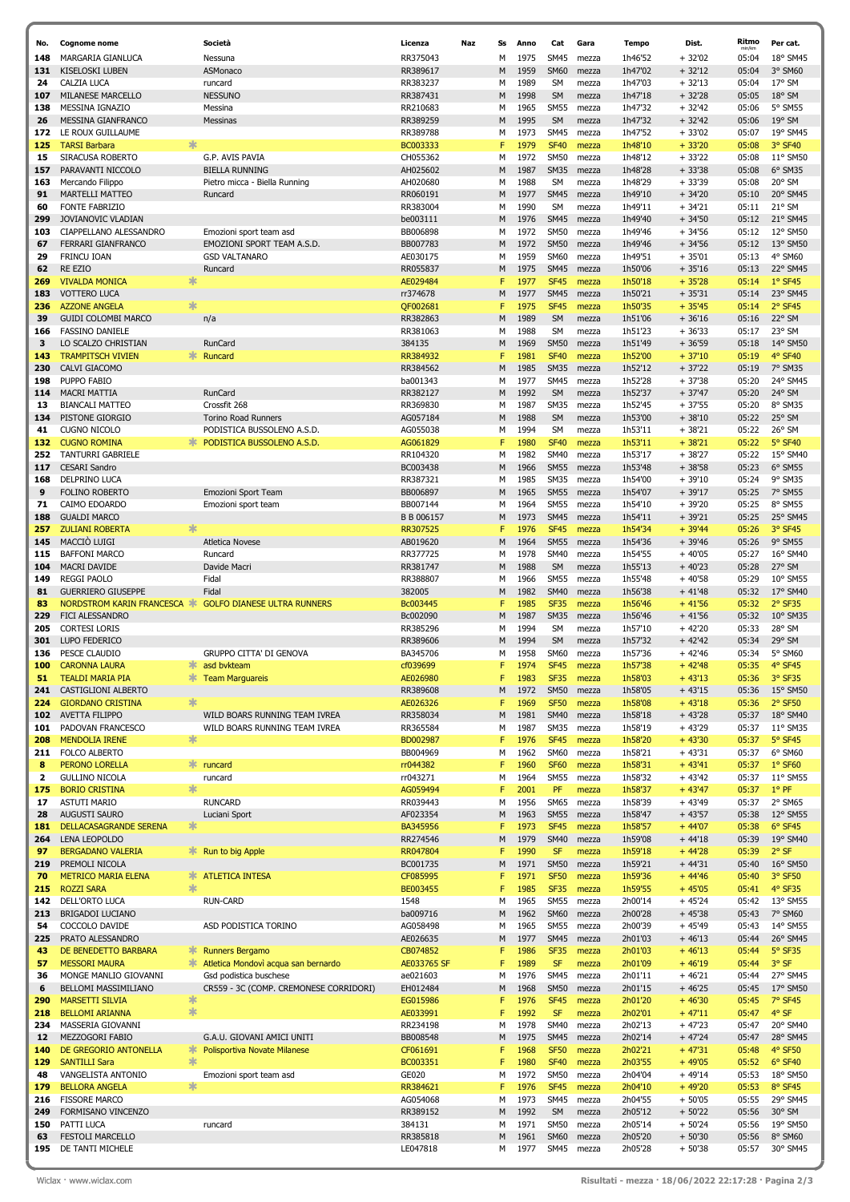| No. | Cognome nome | | Società | Licenza | Naz | Ss | Anno | Cat | Gara | Tempo | Dist. | Ritmo min/km | Per cat. |
|---|---|---|---|---|---|---|---|---|---|---|---|---|---|
| 148 | MARGARIA GIANLUCA | | Nessuna | RR375043 | | M | 1975 | SM45 | mezza | 1h46'52 | + 32'02 | 05:04 | 18° SM45 |
| 131 | KISELOSKI LUBEN | | ASMonaco | RR389617 | | M | 1959 | SM60 | mezza | 1h47'02 | + 32'12 | 05:04 | 3° SM60 |
| 24 | CALZIA LUCA | | runcard | RR383237 | | M | 1989 | SM | mezza | 1h47'03 | + 32'13 | 05:04 | 17° SM |
| 107 | MILANESE MARCELLO | | NESSUNO | RR387431 | | M | 1998 | SM | mezza | 1h47'18 | + 32'28 | 05:05 | 18° SM |
| 138 | MESSINA IGNAZIO | | Messina | RR210683 | | M | 1965 | SM55 | mezza | 1h47'32 | + 32'42 | 05:06 | 5° SM55 |
| 26 | MESSINA GIANFRANCO | | Messinas | RR389259 | | M | 1995 | SM | mezza | 1h47'32 | + 32'42 | 05:06 | 19° SM |
| 172 | LE ROUX GUILLAUME | | | RR389788 | | M | 1973 | SM45 | mezza | 1h47'52 | + 33'02 | 05:07 | 19° SM45 |
| 125 | TARSI Barbara | * | | BC003333 | | F | 1979 | SF40 | mezza | 1h48'10 | + 33'20 | 05:08 | 3° SF40 |
| 15 | SIRACUSA ROBERTO | | G.P. AVIS PAVIA | CH055362 | | M | 1972 | SM50 | mezza | 1h48'12 | + 33'22 | 05:08 | 11° SM50 |
| 157 | PARAVANTI NICCOLO | | BIELLA RUNNING | AH025602 | | M | 1987 | SM35 | mezza | 1h48'28 | + 33'38 | 05:08 | 6° SM35 |
| 163 | Mercando Filippo | | Pietro micca - Biella Running | AH020680 | | M | 1988 | SM | mezza | 1h48'29 | + 33'39 | 05:08 | 20° SM |
| 91 | MARTELLI MATTEO | | Runcard | RR060191 | | M | 1977 | SM45 | mezza | 1h49'10 | + 34'20 | 05:10 | 20° SM45 |
| 60 | FONTE FABRIZIO | | | RR383004 | | M | 1990 | SM | mezza | 1h49'11 | + 34'21 | 05:11 | 21° SM |
| 299 | JOVIANOVIC VLADIAN | | | be003111 | | M | 1976 | SM45 | mezza | 1h49'40 | + 34'50 | 05:12 | 21° SM45 |
| 103 | CIAPPELLANO ALESSANDRO | | Emozioni sport team asd | BB006898 | | M | 1972 | SM50 | mezza | 1h49'46 | + 34'56 | 05:12 | 12° SM50 |
| 67 | FERRARI GIANFRANCO | | EMOZIONI SPORT TEAM A.S.D. | BB007783 | | M | 1972 | SM50 | mezza | 1h49'46 | + 34'56 | 05:12 | 13° SM50 |
| 29 | FRINCU IOAN | | GSD VALTANARO | AE030175 | | M | 1959 | SM60 | mezza | 1h49'51 | + 35'01 | 05:13 | 4° SM60 |
| 62 | RE EZIO | | Runcard | RR055837 | | M | 1975 | SM45 | mezza | 1h50'06 | + 35'16 | 05:13 | 22° SM45 |
| 269 | VIVALDA MONICA | * | | AE029484 | | F | 1977 | SF45 | mezza | 1h50'18 | + 35'28 | 05:14 | 1° SF45 |
| 183 | VOTTERO LUCA | | | rr374678 | | M | 1977 | SM45 | mezza | 1h50'21 | + 35'31 | 05:14 | 23° SM45 |
| 236 | AZZONE ANGELA | * | | QF002681 | | F | 1975 | SF45 | mezza | 1h50'35 | + 35'45 | 05:14 | 2° SF45 |
| 39 | GUIDI COLOMBI MARCO | | n/a | RR382863 | | M | 1989 | SM | mezza | 1h51'06 | + 36'16 | 05:16 | 22° SM |
| 166 | FASSINO DANIELE | | | RR381063 | | M | 1988 | SM | mezza | 1h51'23 | + 36'33 | 05:17 | 23° SM |
| 3 | LO SCALZO CHRISTIAN | | RunCard | 384135 | | M | 1969 | SM50 | mezza | 1h51'49 | + 36'59 | 05:18 | 14° SM50 |
| 143 | TRAMPITSCH VIVIEN | * | Runcard | RR384932 | | F | 1981 | SF40 | mezza | 1h52'00 | + 37'10 | 05:19 | 4° SF40 |
| 230 | CALVI GIACOMO | | | RR384562 | | M | 1985 | SM35 | mezza | 1h52'12 | + 37'22 | 05:19 | 7° SM35 |
| 198 | PUPPO FABIO | | | ba001343 | | M | 1977 | SM45 | mezza | 1h52'28 | + 37'38 | 05:20 | 24° SM45 |
| 114 | MACRI MATTIA | | RunCard | RR382127 | | M | 1992 | SM | mezza | 1h52'37 | + 37'47 | 05:20 | 24° SM |
| 13 | BIANCALI MATTEO | | Crossfit 268 | RR369830 | | M | 1987 | SM35 | mezza | 1h52'45 | + 37'55 | 05:20 | 8° SM35 |
| 134 | PISTONE GIORGIO | | Torino Road Runners | AG057184 | | M | 1988 | SM | mezza | 1h53'00 | + 38'10 | 05:22 | 25° SM |
| 41 | CUGNO NICOLO | | PODISTICA BUSSOLENO A.S.D. | AG055038 | | M | 1994 | SM | mezza | 1h53'11 | + 38'21 | 05:22 | 26° SM |
| 132 | CUGNO ROMINA | * | PODISTICA BUSSOLENO A.S.D. | AG061829 | | F | 1980 | SF40 | mezza | 1h53'11 | + 38'21 | 05:22 | 5° SF40 |
| 252 | TANTURRI GABRIELE | | | RR104320 | | M | 1982 | SM40 | mezza | 1h53'17 | + 38'27 | 05:22 | 15° SM40 |
| 117 | CESARI Sandro | | | BC003438 | | M | 1966 | SM55 | mezza | 1h53'48 | + 38'58 | 05:23 | 6° SM55 |
| 168 | DELPRINO LUCA | | | RR387321 | | M | 1985 | SM35 | mezza | 1h54'00 | + 39'10 | 05:24 | 9° SM35 |
| 9 | FOLINO ROBERTO | | Emozioni Sport Team | BB006897 | | M | 1965 | SM55 | mezza | 1h54'07 | + 39'17 | 05:25 | 7° SM55 |
| 71 | CAIMO EDOARDO | | Emozioni sport team | BB007144 | | M | 1964 | SM55 | mezza | 1h54'10 | + 39'20 | 05:25 | 8° SM55 |
| 188 | GUALDI MARCO | | | B B 006157 | | M | 1973 | SM45 | mezza | 1h54'11 | + 39'21 | 05:25 | 25° SM45 |
| 257 | ZULIANI ROBERTA | * | | RR307525 | | F | 1976 | SF45 | mezza | 1h54'34 | + 39'44 | 05:26 | 3° SF45 |
| 145 | MACCIÒ LUIGI | | Atletica Novese | AB019620 | | M | 1964 | SM55 | mezza | 1h54'36 | + 39'46 | 05:26 | 9° SM55 |
| 115 | BAFFONI MARCO | | Runcard | RR377725 | | M | 1978 | SM40 | mezza | 1h54'55 | + 40'05 | 05:27 | 16° SM40 |
| 104 | MACRI DAVIDE | | Davide Macri | RR381747 | | M | 1988 | SM | mezza | 1h55'13 | + 40'23 | 05:28 | 27° SM |
| 149 | REGGI PAOLO | | Fidal | RR388807 | | M | 1966 | SM55 | mezza | 1h55'48 | + 40'58 | 05:29 | 10° SM55 |
| 81 | GUERRIERO GIUSEPPE | | Fidal | 382005 | | M | 1982 | SM40 | mezza | 1h56'38 | + 41'48 | 05:32 | 17° SM40 |
| 83 | NORDSTROM KARIN FRANCESCA | * | GOLFO DIANESE ULTRA RUNNERS | Bc003445 | | F | 1985 | SF35 | mezza | 1h56'46 | + 41'56 | 05:32 | 2° SF35 |
| 229 | FICI ALESSANDRO | | | Bc002090 | | M | 1987 | SM35 | mezza | 1h56'46 | + 41'56 | 05:32 | 10° SM35 |
| 205 | CORTESI LORIS | | | RR385296 | | M | 1994 | SM | mezza | 1h57'10 | + 42'20 | 05:33 | 28° SM |
| 301 | LUPO FEDERICO | | | RR389606 | | M | 1994 | SM | mezza | 1h57'32 | + 42'42 | 05:34 | 29° SM |
| 136 | PESCE CLAUDIO | | GRUPPO CITTA' DI GENOVA | BA345706 | | M | 1958 | SM60 | mezza | 1h57'36 | + 42'46 | 05:34 | 5° SM60 |
| 100 | CARONNA LAURA | * | asd bvkteam | cf039699 | | F | 1974 | SF45 | mezza | 1h57'38 | + 42'48 | 05:35 | 4° SF45 |
| 51 | TEALDI MARIA PIA | * | Team Marguareis | AE026980 | | F | 1983 | SF35 | mezza | 1h58'03 | + 43'13 | 05:36 | 3° SF35 |
| 241 | CASTIGLIONI ALBERTO | | | RR389608 | | M | 1972 | SM50 | mezza | 1h58'05 | + 43'15 | 05:36 | 15° SM50 |
| 224 | GIORDANO CRISTINA | * | | AE026326 | | F | 1969 | SF50 | mezza | 1h58'08 | + 43'18 | 05:36 | 2° SF50 |
| 102 | AVETTA FILIPPO | | WILD BOARS RUNNING TEAM IVREA | RR358034 | | M | 1981 | SM40 | mezza | 1h58'18 | + 43'28 | 05:37 | 18° SM40 |
| 101 | PADOVAN FRANCESCO | | WILD BOARS RUNNING TEAM IVREA | RR365584 | | M | 1987 | SM35 | mezza | 1h58'19 | + 43'29 | 05:37 | 11° SM35 |
| 208 | MENDOLIA IRENE | * | | BD002987 | | F | 1976 | SF45 | mezza | 1h58'20 | + 43'30 | 05:37 | 5° SF45 |
| 211 | FOLCO ALBERTO | | | BB004969 | | M | 1962 | SM60 | mezza | 1h58'21 | + 43'31 | 05:37 | 6° SM60 |
| 8 | PERONO LORELLA | * | runcard | rr044382 | | F | 1960 | SF60 | mezza | 1h58'31 | + 43'41 | 05:37 | 1° SF60 |
| 2 | GULLINO NICOLA | | runcard | rr043271 | | M | 1964 | SM55 | mezza | 1h58'32 | + 43'42 | 05:37 | 11° SM55 |
| 175 | BORIO CRISTINA | * | | AG059494 | | F | 2001 | PF | mezza | 1h58'37 | + 43'47 | 05:37 | 1° PF |
| 17 | ASTUTI MARIO | | RUNCARD | RR039443 | | M | 1956 | SM65 | mezza | 1h58'39 | + 43'49 | 05:37 | 2° SM65 |
| 28 | AUGUSTI SAURO | | Luciani Sport | AF023354 | | M | 1963 | SM55 | mezza | 1h58'47 | + 43'57 | 05:38 | 12° SM55 |
| 181 | DELLACASAGRANDE SERENA | * | | BA345956 | | F | 1973 | SF45 | mezza | 1h58'57 | + 44'07 | 05:38 | 6° SF45 |
| 264 | LENA LEOPOLDO | | | RR274546 | | M | 1979 | SM40 | mezza | 1h59'08 | + 44'18 | 05:39 | 19° SM40 |
| 97 | BERGADANO VALERIA | * | Run to big Apple | RR047804 | | F | 1990 | SF | mezza | 1h59'18 | + 44'28 | 05:39 | 2° SF |
| 219 | PREMOLI NICOLA | | | BC001735 | | M | 1971 | SM50 | mezza | 1h59'21 | + 44'31 | 05:40 | 16° SM50 |
| 70 | METRICO MARIA ELENA | * | ATLETICA INTESA | CF085995 | | F | 1971 | SF50 | mezza | 1h59'36 | + 44'46 | 05:40 | 3° SF50 |
| 215 | ROZZI SARA | * | | BE003455 | | F | 1985 | SF35 | mezza | 1h59'55 | + 45'05 | 05:41 | 4° SF35 |
| 142 | DELL'ORTO LUCA | | RUN-CARD | 1548 | | M | 1965 | SM55 | mezza | 2h00'14 | + 45'24 | 05:42 | 13° SM55 |
| 213 | BRIGADOI LUCIANO | | | ba009716 | | M | 1962 | SM60 | mezza | 2h00'28 | + 45'38 | 05:43 | 7° SM60 |
| 54 | COCCOLO DAVIDE | | ASD PODISTICA TORINO | AG058498 | | M | 1965 | SM55 | mezza | 2h00'39 | + 45'49 | 05:43 | 14° SM55 |
| 225 | PRATO ALESSANDRO | | | AE026635 | | M | 1977 | SM45 | mezza | 2h01'03 | + 46'13 | 05:44 | 26° SM45 |
| 43 | DE BENEDETTO BARBARA | * | Runners Bergamo | CB074852 | | F | 1986 | SF35 | mezza | 2h01'03 | + 46'13 | 05:44 | 5° SF35 |
| 57 | MESSORI MAURA | * | Atletica Mondovì acqua san bernardo | AE033765 SF | | F | 1989 | SF | mezza | 2h01'09 | + 46'19 | 05:44 | 3° SF |
| 36 | MONGE MANLIO GIOVANNI | | Gsd podistica buschese | ae021603 | | M | 1976 | SM45 | mezza | 2h01'11 | + 46'21 | 05:44 | 27° SM45 |
| 6 | BELLOMI MASSIMILIANO | | CR559 - 3C (COMP. CREMONESE CORRIDORI) | EH012484 | | M | 1968 | SM50 | mezza | 2h01'15 | + 46'25 | 05:45 | 17° SM50 |
| 290 | MARSETTI SILVIA | * | | EG015986 | | F | 1976 | SF45 | mezza | 2h01'20 | + 46'30 | 05:45 | 7° SF45 |
| 218 | BELLONI ARIANNA | * | | AE033991 | | F | 1992 | SF | mezza | 2h02'01 | + 47'11 | 05:47 | 4° SF |
| 234 | MASSERIA GIOVANNI | | | RR234198 | | M | 1978 | SM40 | mezza | 2h02'13 | + 47'23 | 05:47 | 20° SM40 |
| 12 | MEZZOGORI FABIO | | G.A.U. GIOVANI AMICI UNITI | BB008548 | | M | 1975 | SM45 | mezza | 2h02'14 | + 47'24 | 05:47 | 28° SM45 |
| 140 | DE GREGORIO ANTONELLA | * | Polisportiva Novate Milanese | CF061691 | | F | 1968 | SF50 | mezza | 2h02'21 | + 47'31 | 05:48 | 4° SF50 |
| 129 | SANTILLI Sara | * | | BC003351 | | F | 1980 | SF40 | mezza | 2h03'55 | + 49'05 | 05:52 | 6° SF40 |
| 48 | VANGELISTA ANTONIO | | Emozioni sport team asd | GE020 | | M | 1972 | SM50 | mezza | 2h04'04 | + 49'14 | 05:53 | 18° SM50 |
| 179 | BELLORA ANGELA | * | | RR384621 | | F | 1976 | SF45 | mezza | 2h04'10 | + 49'20 | 05:53 | 8° SF45 |
| 216 | FISSORE MARCO | | | AG054068 | | M | 1973 | SM45 | mezza | 2h04'55 | + 50'05 | 05:55 | 29° SM45 |
| 249 | FORMISANO VINCENZO | | | RR389152 | | M | 1992 | SM | mezza | 2h05'12 | + 50'22 | 05:56 | 30° SM |
| 150 | PATTI LUCA | | runcard | 384131 | | M | 1971 | SM50 | mezza | 2h05'14 | + 50'24 | 05:56 | 19° SM50 |
| 63 | FESTOLI MARCELLO | | | RR385818 | | M | 1961 | SM60 | mezza | 2h05'20 | + 50'30 | 05:56 | 8° SM60 |
| 195 | DE TANTI MICHELE | | | LE047818 | | M | 1977 | SM45 | mezza | 2h05'28 | + 50'38 | 05:57 | 30° SM45 |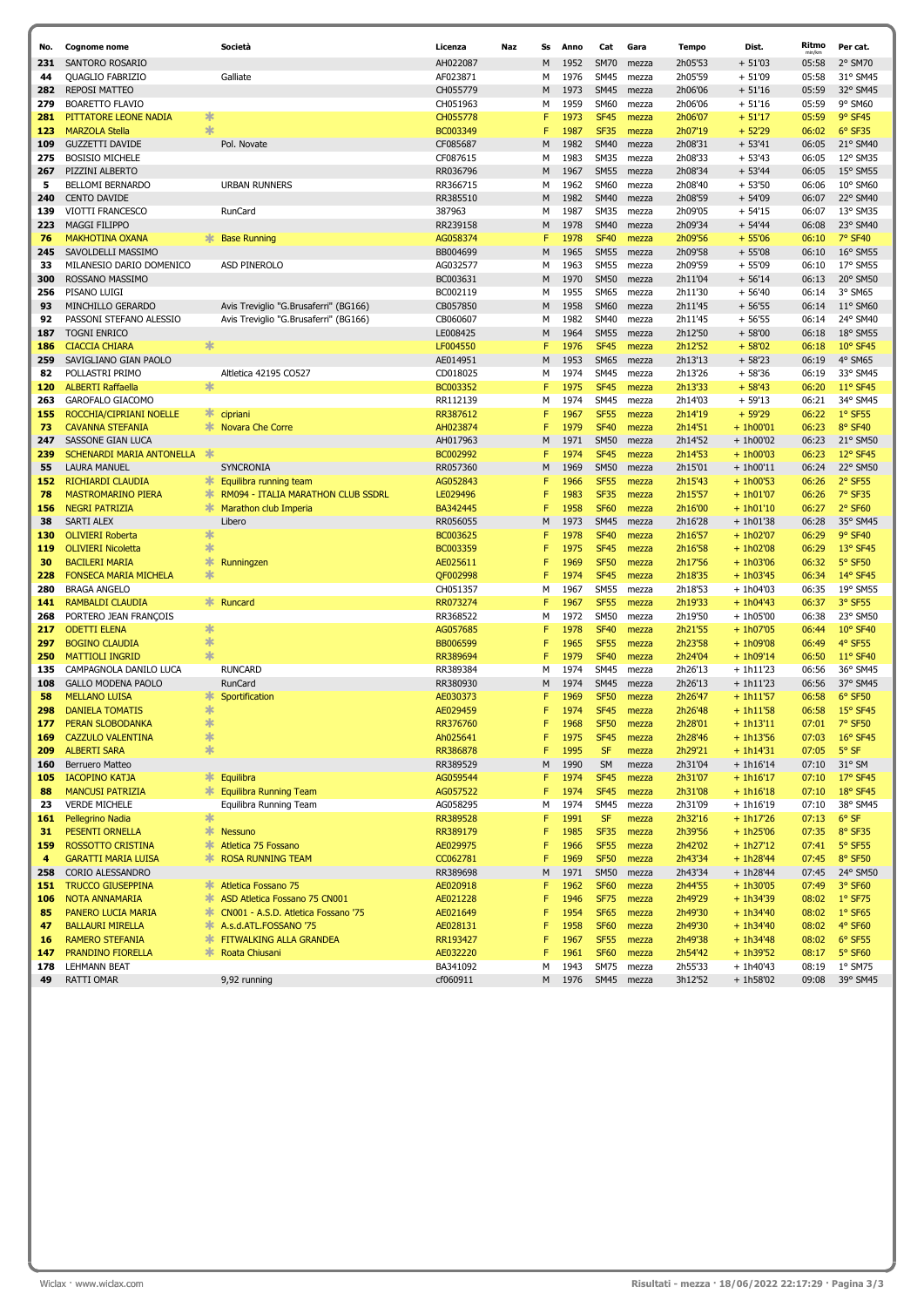| No. | Cognome nome | | Società | Licenza | Naz | Ss | Anno | Cat | Gara | Tempo | Dist. | Ritmo min/km | Per cat. |
|---|---|---|---|---|---|---|---|---|---|---|---|---|---|
| 231 | SANTORO ROSARIO | | | AH022087 | | M | 1952 | SM70 | mezza | 2h05'53 | + 51'03 | 05:58 | 2° SM70 |
| 44 | QUAGLIO FABRIZIO | | Galliate | AF023871 | | M | 1976 | SM45 | mezza | 2h05'59 | + 51'09 | 05:58 | 31° SM45 |
| 282 | REPOSI MATTEO | | | CH055779 | | M | 1973 | SM45 | mezza | 2h06'06 | + 51'16 | 05:59 | 32° SM45 |
| 279 | BOARETTO FLAVIO | | | CH051963 | | M | 1959 | SM60 | mezza | 2h06'06 | + 51'16 | 05:59 | 9° SM60 |
| 281 | PITTATORE LEONE NADIA | * | | CH055778 | | F | 1973 | SF45 | mezza | 2h06'07 | + 51'17 | 05:59 | 9° SF45 |
| 123 | MARZOLA Stella | * | | BC003349 | | F | 1987 | SF35 | mezza | 2h07'19 | + 52'29 | 06:02 | 6° SF35 |
| 109 | GUZZETTI DAVIDE | | Pol. Novate | CF085687 | | M | 1982 | SM40 | mezza | 2h08'31 | + 53'41 | 06:05 | 21° SM40 |
| 275 | BOSISIO MICHELE | | | CF087615 | | M | 1983 | SM35 | mezza | 2h08'33 | + 53'43 | 06:05 | 12° SM35 |
| 267 | PIZZINI ALBERTO | | | RR036796 | | M | 1967 | SM55 | mezza | 2h08'34 | + 53'44 | 06:05 | 15° SM55 |
| 5 | BELLOMI BERNARDO | | URBAN RUNNERS | RR366715 | | M | 1962 | SM60 | mezza | 2h08'40 | + 53'50 | 06:06 | 10° SM60 |
| 240 | CENTO DAVIDE | | | RR385510 | | M | 1982 | SM40 | mezza | 2h08'59 | + 54'09 | 06:07 | 22° SM40 |
| 139 | VIOTTI FRANCESCO | | RunCard | 387963 | | M | 1987 | SM35 | mezza | 2h09'05 | + 54'15 | 06:07 | 13° SM35 |
| 223 | MAGGI FILIPPO | | | RR239158 | | M | 1978 | SM40 | mezza | 2h09'34 | + 54'44 | 06:08 | 23° SM40 |
| 76 | MAKHOTINA OXANA | * | Base Running | AG058374 | | F | 1978 | SF40 | mezza | 2h09'56 | + 55'06 | 06:10 | 7° SF40 |
| 245 | SAVOLDELLI MASSIMO | | | BB004699 | | M | 1965 | SM55 | mezza | 2h09'58 | + 55'08 | 06:10 | 16° SM55 |
| 33 | MILANESIO DARIO DOMENICO | | ASD PINEROLO | AG032577 | | M | 1963 | SM55 | mezza | 2h09'59 | + 55'09 | 06:10 | 17° SM55 |
| 300 | ROSSANO MASSIMO | | | BC003631 | | M | 1970 | SM50 | mezza | 2h11'04 | + 56'14 | 06:13 | 20° SM50 |
| 256 | PISANO LUIGI | | | BC002119 | | M | 1955 | SM65 | mezza | 2h11'30 | + 56'40 | 06:14 | 3° SM65 |
| 93 | MINCHILLO GERARDO | | Avis Treviglio "G.Brusaferri" (BG166) | CB057850 | | M | 1958 | SM60 | mezza | 2h11'45 | + 56'55 | 06:14 | 11° SM60 |
| 92 | PASSONI STEFANO ALESSIO | | Avis Treviglio "G.Brusaferri" (BG166) | CB060607 | | M | 1982 | SM40 | mezza | 2h11'45 | + 56'55 | 06:14 | 24° SM40 |
| 187 | TOGNI ENRICO | | | LE008425 | | M | 1964 | SM55 | mezza | 2h12'50 | + 58'00 | 06:18 | 18° SM55 |
| 186 | CIACCIA CHIARA | * | | LF004550 | | F | 1976 | SF45 | mezza | 2h12'52 | + 58'02 | 06:18 | 10° SF45 |
| 259 | SAVIGLIANO GIAN PAOLO | | | AE014951 | | M | 1953 | SM65 | mezza | 2h13'13 | + 58'23 | 06:19 | 4° SM65 |
| 82 | POLLASTRI PRIMO | | Altletica 42195 CO527 | CD018025 | | M | 1974 | SM45 | mezza | 2h13'26 | + 58'36 | 06:19 | 33° SM45 |
| 120 | ALBERTI Raffaella | * | | BC003352 | | F | 1975 | SF45 | mezza | 2h13'33 | + 58'43 | 06:20 | 11° SF45 |
| 263 | GAROFALO GIACOMO | | | RR112139 | | M | 1974 | SM45 | mezza | 2h14'03 | + 59'13 | 06:21 | 34° SM45 |
| 155 | ROCCHIA/CIPRIANI NOELLE | * | cipriani | RR387612 | | F | 1967 | SF55 | mezza | 2h14'19 | + 59'29 | 06:22 | 1° SF55 |
| 73 | CAVANNA STEFANIA | * | Novara Che Corre | AH023874 | | F | 1979 | SF40 | mezza | 2h14'51 | + 1h00'01 | 06:23 | 8° SF40 |
| 247 | SASSONE GIAN LUCA | | | AH017963 | | M | 1971 | SM50 | mezza | 2h14'52 | + 1h00'02 | 06:23 | 21° SM50 |
| 239 | SCHENARDI MARIA ANTONELLA | * | | BC002992 | | F | 1974 | SF45 | mezza | 2h14'53 | + 1h00'03 | 06:23 | 12° SF45 |
| 55 | LAURA MANUEL | | SYNCRONIA | RR057360 | | M | 1969 | SM50 | mezza | 2h15'01 | + 1h00'11 | 06:24 | 22° SM50 |
| 152 | RICHIARDI CLAUDIA | * | Equilibra running team | AG052843 | | F | 1966 | SF55 | mezza | 2h15'43 | + 1h00'53 | 06:26 | 2° SF55 |
| 78 | MASTROMARINO PIERA | * | RM094 - ITALIA MARATHON CLUB SSDRL | LE029496 | | F | 1983 | SF35 | mezza | 2h15'57 | + 1h01'07 | 06:26 | 7° SF35 |
| 156 | NEGRI PATRIZIA | * | Marathon club Imperia | BA342445 | | F | 1958 | SF60 | mezza | 2h16'00 | + 1h01'10 | 06:27 | 2° SF60 |
| 38 | SARTI ALEX | | Libero | RR056055 | | M | 1973 | SM45 | mezza | 2h16'28 | + 1h01'38 | 06:28 | 35° SM45 |
| 130 | OLIVIERI Roberta | * | | BC003625 | | F | 1978 | SF40 | mezza | 2h16'57 | + 1h02'07 | 06:29 | 9° SF40 |
| 119 | OLIVIERI Nicoletta | * | | BC003359 | | F | 1975 | SF45 | mezza | 2h16'58 | + 1h02'08 | 06:29 | 13° SF45 |
| 30 | BACILERI MARIA | * | Runningzen | AE025611 | | F | 1969 | SF50 | mezza | 2h17'56 | + 1h03'06 | 06:32 | 5° SF50 |
| 228 | FONSECA MARIA MICHELA | * | | QF002998 | | F | 1974 | SF45 | mezza | 2h18'35 | + 1h03'45 | 06:34 | 14° SF45 |
| 280 | BRAGA ANGELO | | | CH051357 | | M | 1967 | SM55 | mezza | 2h18'53 | + 1h04'03 | 06:35 | 19° SM55 |
| 141 | RAMBALDI CLAUDIA | * | Runcard | RR073274 | | F | 1967 | SF55 | mezza | 2h19'33 | + 1h04'43 | 06:37 | 3° SF55 |
| 268 | PORTERO JEAN FRANÇOIS | | | RR368522 | | M | 1972 | SM50 | mezza | 2h19'50 | + 1h05'00 | 06:38 | 23° SM50 |
| 217 | ODETTI ELENA | * | | AG057685 | | F | 1978 | SF40 | mezza | 2h21'55 | + 1h07'05 | 06:44 | 10° SF40 |
| 297 | BOGINO CLAUDIA | * | | BB006599 | | F | 1965 | SF55 | mezza | 2h23'58 | + 1h09'08 | 06:49 | 4° SF55 |
| 250 | MATTIOLI INGRID | * | | RR389694 | | F | 1979 | SF40 | mezza | 2h24'04 | + 1h09'14 | 06:50 | 11° SF40 |
| 135 | CAMPAGNOLA DANILO LUCA | | RUNCARD | RR389384 | | M | 1974 | SM45 | mezza | 2h26'13 | + 1h11'23 | 06:56 | 36° SM45 |
| 108 | GALLO MODENA PAOLO | | RunCard | RR380930 | | M | 1974 | SM45 | mezza | 2h26'13 | + 1h11'23 | 06:56 | 37° SM45 |
| 58 | MELLANO LUISA | * | Sportification | AE030373 | | F | 1969 | SF50 | mezza | 2h26'47 | + 1h11'57 | 06:58 | 6° SF50 |
| 298 | DANIELA TOMATIS | * | | AE029459 | | F | 1974 | SF45 | mezza | 2h26'48 | + 1h11'58 | 06:58 | 15° SF45 |
| 177 | PERAN SLOBODANKA | * | | RR376760 | | F | 1968 | SF50 | mezza | 2h28'01 | + 1h13'11 | 07:01 | 7° SF50 |
| 169 | CAZZULO VALENTINA | * | | Ah025641 | | F | 1975 | SF45 | mezza | 2h28'46 | + 1h13'56 | 07:03 | 16° SF45 |
| 209 | ALBERTI SARA | * | | RR386878 | | F | 1995 | SF | mezza | 2h29'21 | + 1h14'31 | 07:05 | 5° SF |
| 160 | Berruero Matteo | | | RR389529 | | M | 1990 | SM | mezza | 2h31'04 | + 1h16'14 | 07:10 | 31° SM |
| 105 | IACOPINO KATJA | * | Equilibra | AG059544 | | F | 1974 | SF45 | mezza | 2h31'07 | + 1h16'17 | 07:10 | 17° SF45 |
| 88 | MANCUSI PATRIZIA | * | Equilibra Running Team | AG057522 | | F | 1974 | SF45 | mezza | 2h31'08 | + 1h16'18 | 07:10 | 18° SF45 |
| 23 | VERDE MICHELE | | Equilibra Running Team | AG058295 | | M | 1974 | SM45 | mezza | 2h31'09 | + 1h16'19 | 07:10 | 38° SM45 |
| 161 | Pellegrino Nadia | * | | RR389528 | | F | 1991 | SF | mezza | 2h32'16 | + 1h17'26 | 07:13 | 6° SF |
| 31 | PESENTI ORNELLA | * | Nessuno | RR389179 | | F | 1985 | SF35 | mezza | 2h39'56 | + 1h25'06 | 07:35 | 8° SF35 |
| 159 | ROSSOTTO CRISTINA | * | Atletica 75 Fossano | AE029975 | | F | 1966 | SF55 | mezza | 2h42'02 | + 1h27'12 | 07:41 | 5° SF55 |
| 4 | GARATTI MARIA LUISA | * | ROSA RUNNING TEAM | CC062781 | | F | 1969 | SF50 | mezza | 2h43'34 | + 1h28'44 | 07:45 | 8° SF50 |
| 258 | CORIO ALESSANDRO | | | RR389698 | | M | 1971 | SM50 | mezza | 2h43'34 | + 1h28'44 | 07:45 | 24° SM50 |
| 151 | TRUCCO GIUSEPPINA | * | Atletica Fossano 75 | AE020918 | | F | 1962 | SF60 | mezza | 2h44'55 | + 1h30'05 | 07:49 | 3° SF60 |
| 106 | NOTA ANNAMARIA | * | ASD Atletica Fossano 75 CN001 | AE021228 | | F | 1946 | SF75 | mezza | 2h49'29 | + 1h34'39 | 08:02 | 1° SF75 |
| 85 | PANERO LUCIA MARIA | * | CN001 - A.S.D. Atletica Fossano '75 | AE021649 | | F | 1954 | SF65 | mezza | 2h49'30 | + 1h34'40 | 08:02 | 1° SF65 |
| 47 | BALLAURI MIRELLA | * | A.s.d.ATL.FOSSANO '75 | AE028131 | | F | 1958 | SF60 | mezza | 2h49'30 | + 1h34'40 | 08:02 | 4° SF60 |
| 16 | RAMERO STEFANIA | * | FITWALKING ALLA GRANDEA | RR193427 | | F | 1967 | SF55 | mezza | 2h49'38 | + 1h34'48 | 08:02 | 6° SF55 |
| 147 | PRANDINO FIORELLA | * | Roata Chiusani | AE032220 | | F | 1961 | SF60 | mezza | 2h54'42 | + 1h39'52 | 08:17 | 5° SF60 |
| 178 | LEHMANN BEAT | | | BA341092 | | M | 1943 | SM75 | mezza | 2h55'33 | + 1h40'43 | 08:19 | 1° SM75 |
| 49 | RATTI OMAR | | 9,92 running | cf060911 | | M | 1976 | SM45 | mezza | 3h12'52 | + 1h58'02 | 09:08 | 39° SM45 |